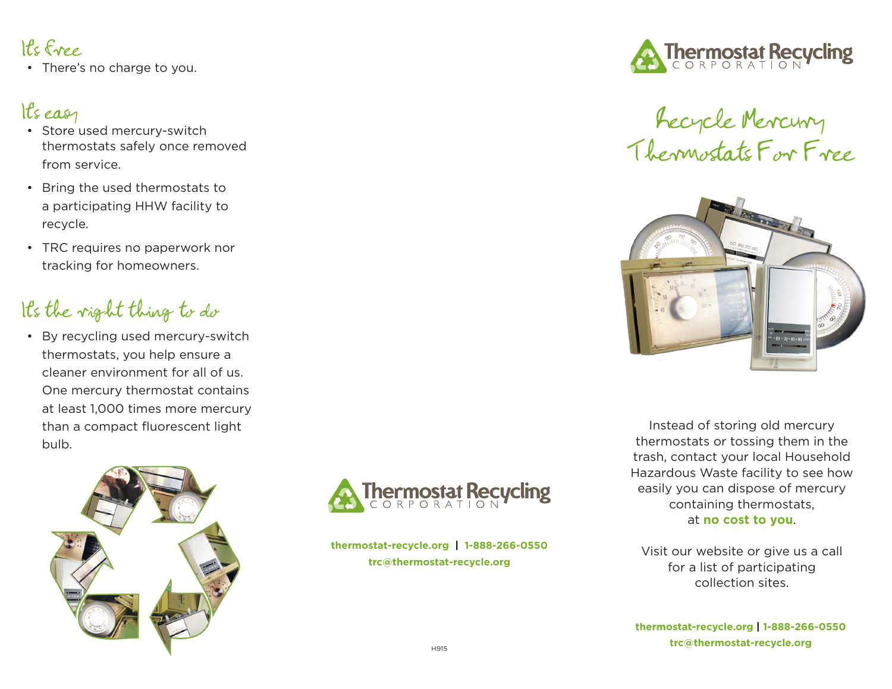## It's free

- There's no charge to you.

## It's easy

- Store used mercury-switch thermostats safely once removed from service.
- Bring the used thermostats to a participating HHW facility to recycle.
- TRC requires no paperwork nor tracking for homeowners.

## It's the right thing to do

- By recycling used mercury-switch thermostats, you help ensure a cleaner environment for all of us. One mercury thermostat contains at least 1,000 times more mercury than a compact fluorescent light bulb.

Thermostat Recycling CORPORATION

**thermostat-recycle.org | 1-888-266-0550**
**trc@thermostat-recycle.org**

H915

Thermostat Recycling CORPORATION

# Recycle Mercury Thermostats For Free

Instead of storing old mercury thermostats or tossing them in the trash, contact your local Household Hazardous Waste facility to see how easily you can dispose of mercury containing thermostats, at **no cost to you**.

Visit our website or give us a call for a list of participating collection sites.

**thermostat-recycle.org | 1-888-266-0550**
**trc@thermostat-recycle.org**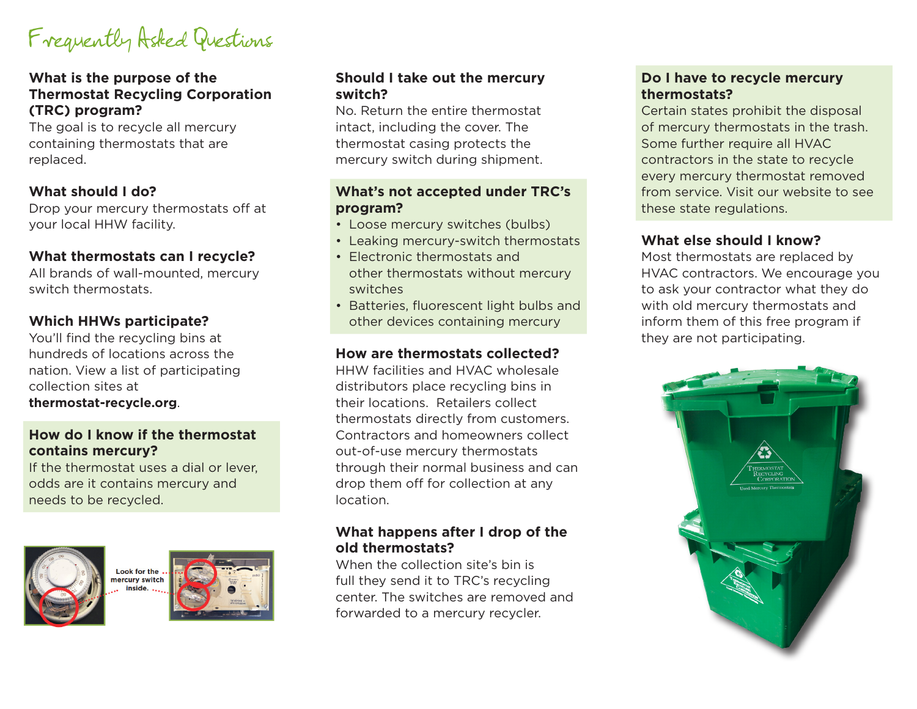# Frequently Asked Questions

### What is the purpose of the Thermostat Recycling Corporation (TRC) program?

The goal is to recycle all mercury containing thermostats that are replaced.

### What should I do?

Drop your mercury thermostats off at your local HHW facility.

### What thermostats can I recycle?

All brands of wall-mounted, mercury switch thermostats.

### Which HHWs participate?

You'll find the recycling bins at hundreds of locations across the nation. View a list of participating collection sites at **thermostat-recycle.org**.

### How do I know if the thermostat contains mercury?

If the thermostat uses a dial or lever, odds are it contains mercury and needs to be recycled.

Look for the mercury switch inside.

### Should I take out the mercury switch?

No. Return the entire thermostat intact, including the cover. The thermostat casing protects the mercury switch during shipment.

### What's not accepted under TRC's program?

- Loose mercury switches (bulbs)
- Leaking mercury-switch thermostats
- Electronic thermostats and other thermostats without mercury switches
- Batteries, fluorescent light bulbs and other devices containing mercury

### How are thermostats collected?

HHW facilities and HVAC wholesale distributors place recycling bins in their locations. Retailers collect thermostats directly from customers. Contractors and homeowners collect out-of-use mercury thermostats through their normal business and can drop them off for collection at any location.

### What happens after I drop of the old thermostats?

When the collection site's bin is full they send it to TRC's recycling center. The switches are removed and forwarded to a mercury recycler.

### Do I have to recycle mercury thermostats?

Certain states prohibit the disposal of mercury thermostats in the trash. Some further require all HVAC contractors in the state to recycle every mercury thermostat removed from service. Visit our website to see these state regulations.

### What else should I know?

Most thermostats are replaced by HVAC contractors. We encourage you to ask your contractor what they do with old mercury thermostats and inform them of this free program if they are not participating.